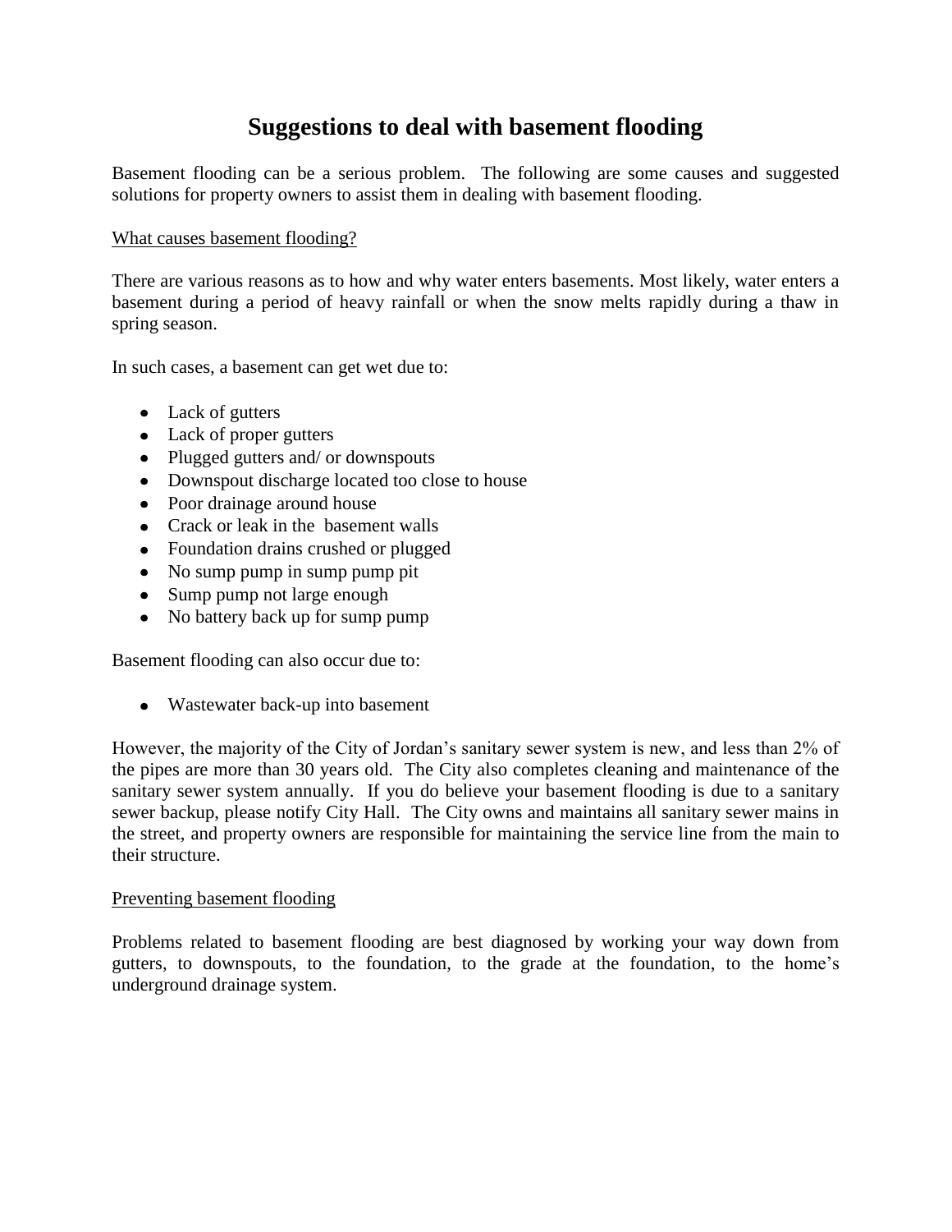# Suggestions to deal with basement flooding

Basement flooding can be a serious problem. The following are some causes and suggested solutions for property owners to assist them in dealing with basement flooding.

## What causes basement flooding?

There are various reasons as to how and why water enters basements. Most likely, water enters a basement during a period of heavy rainfall or when the snow melts rapidly during a thaw in spring season.

In such cases, a basement can get wet due to:

- Lack of gutters
- Lack of proper gutters
- Plugged gutters and/ or downspouts
- Downspout discharge located too close to house
- Poor drainage around house
- Crack or leak in the basement walls
- Foundation drains crushed or plugged
- No sump pump in sump pump pit
- Sump pump not large enough
- No battery back up for sump pump

Basement flooding can also occur due to:

- Wastewater back-up into basement

However, the majority of the City of Jordan's sanitary sewer system is new, and less than 2% of the pipes are more than 30 years old. The City also completes cleaning and maintenance of the sanitary sewer system annually. If you do believe your basement flooding is due to a sanitary sewer backup, please notify City Hall. The City owns and maintains all sanitary sewer mains in the street, and property owners are responsible for maintaining the service line from the main to their structure.

## Preventing basement flooding

Problems related to basement flooding are best diagnosed by working your way down from gutters, to downspouts, to the foundation, to the grade at the foundation, to the home's underground drainage system.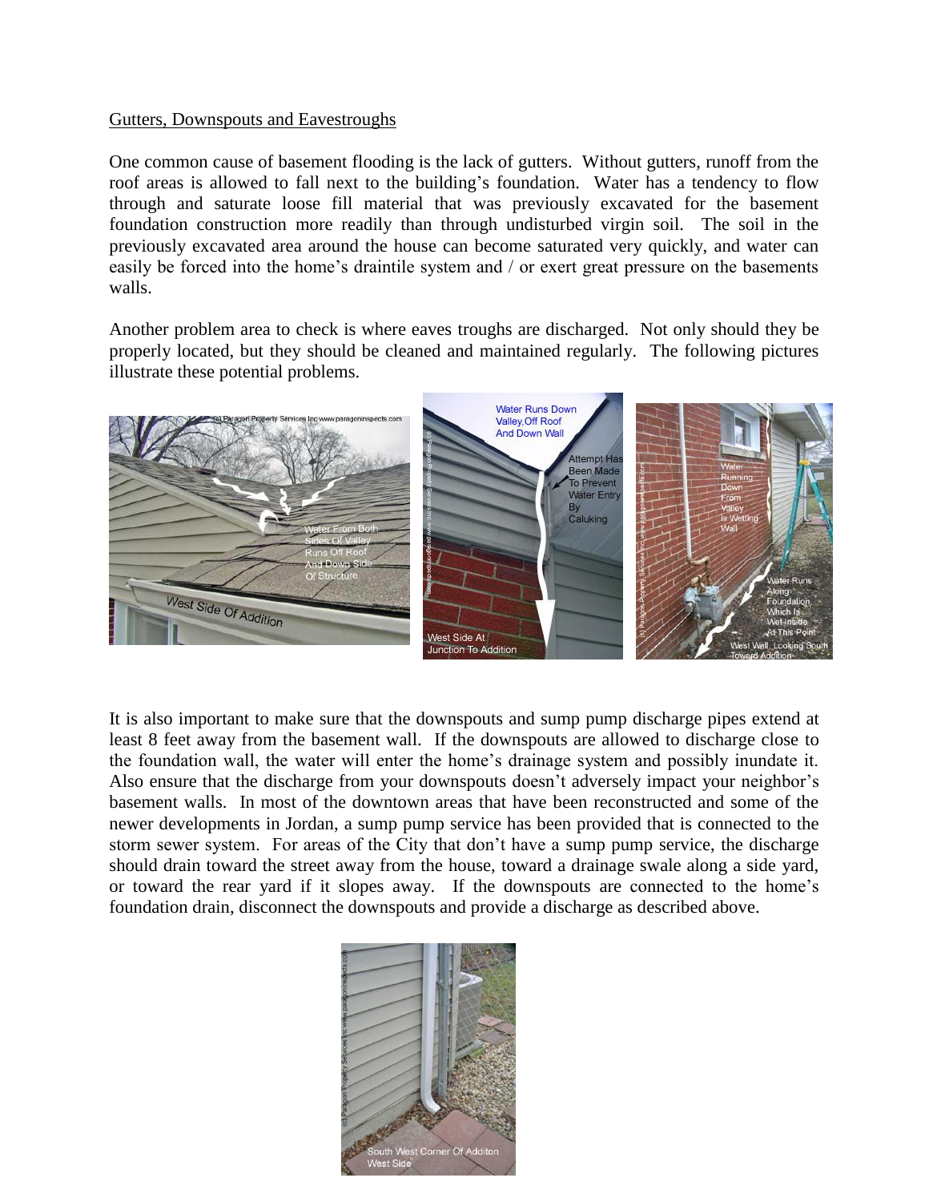Gutters, Downspouts and Eavestroughs

One common cause of basement flooding is the lack of gutters. Without gutters, runoff from the roof areas is allowed to fall next to the building's foundation. Water has a tendency to flow through and saturate loose fill material that was previously excavated for the basement foundation construction more readily than through undisturbed virgin soil. The soil in the previously excavated area around the house can become saturated very quickly, and water can easily be forced into the home's draintile system and / or exert great pressure on the basements walls.

Another problem area to check is where eaves troughs are discharged. Not only should they be properly located, but they should be cleaned and maintained regularly. The following pictures illustrate these potential problems.

It is also important to make sure that the downspouts and sump pump discharge pipes extend at least 8 feet away from the basement wall. If the downspouts are allowed to discharge close to the foundation wall, the water will enter the home's drainage system and possibly inundate it. Also ensure that the discharge from your downspouts doesn't adversely impact your neighbor's basement walls. In most of the downtown areas that have been reconstructed and some of the newer developments in Jordan, a sump pump service has been provided that is connected to the storm sewer system. For areas of the City that don't have a sump pump service, the discharge should drain toward the street away from the house, toward a drainage swale along a side yard, or toward the rear yard if it slopes away. If the downspouts are connected to the home's foundation drain, disconnect the downspouts and provide a discharge as described above.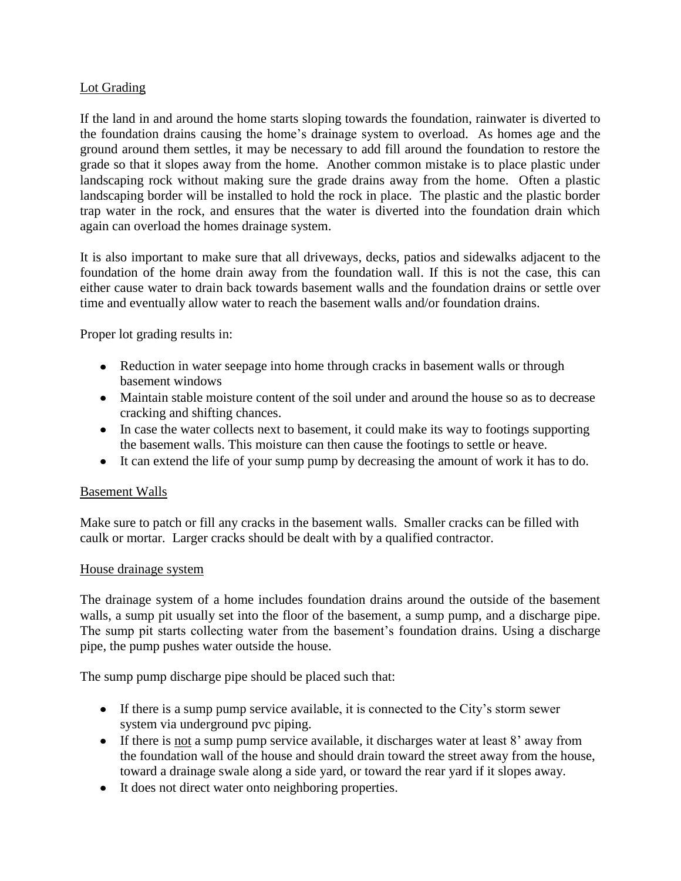## Lot Grading

If the land in and around the home starts sloping towards the foundation, rainwater is diverted to the foundation drains causing the home's drainage system to overload. As homes age and the ground around them settles, it may be necessary to add fill around the foundation to restore the grade so that it slopes away from the home. Another common mistake is to place plastic under landscaping rock without making sure the grade drains away from the home. Often a plastic landscaping border will be installed to hold the rock in place. The plastic and the plastic border trap water in the rock, and ensures that the water is diverted into the foundation drain which again can overload the homes drainage system.

It is also important to make sure that all driveways, decks, patios and sidewalks adjacent to the foundation of the home drain away from the foundation wall. If this is not the case, this can either cause water to drain back towards basement walls and the foundation drains or settle over time and eventually allow water to reach the basement walls and/or foundation drains.

Proper lot grading results in:

- Reduction in water seepage into home through cracks in basement walls or through basement windows
- Maintain stable moisture content of the soil under and around the house so as to decrease cracking and shifting chances.
- In case the water collects next to basement, it could make its way to footings supporting the basement walls. This moisture can then cause the footings to settle or heave.
- It can extend the life of your sump pump by decreasing the amount of work it has to do.

## Basement Walls

Make sure to patch or fill any cracks in the basement walls. Smaller cracks can be filled with caulk or mortar. Larger cracks should be dealt with by a qualified contractor.

## House drainage system

The drainage system of a home includes foundation drains around the outside of the basement walls, a sump pit usually set into the floor of the basement, a sump pump, and a discharge pipe. The sump pit starts collecting water from the basement's foundation drains. Using a discharge pipe, the pump pushes water outside the house.

The sump pump discharge pipe should be placed such that:

- If there is a sump pump service available, it is connected to the City's storm sewer system via underground pvc piping.
- If there is not a sump pump service available, it discharges water at least 8' away from the foundation wall of the house and should drain toward the street away from the house, toward a drainage swale along a side yard, or toward the rear yard if it slopes away.
- It does not direct water onto neighboring properties.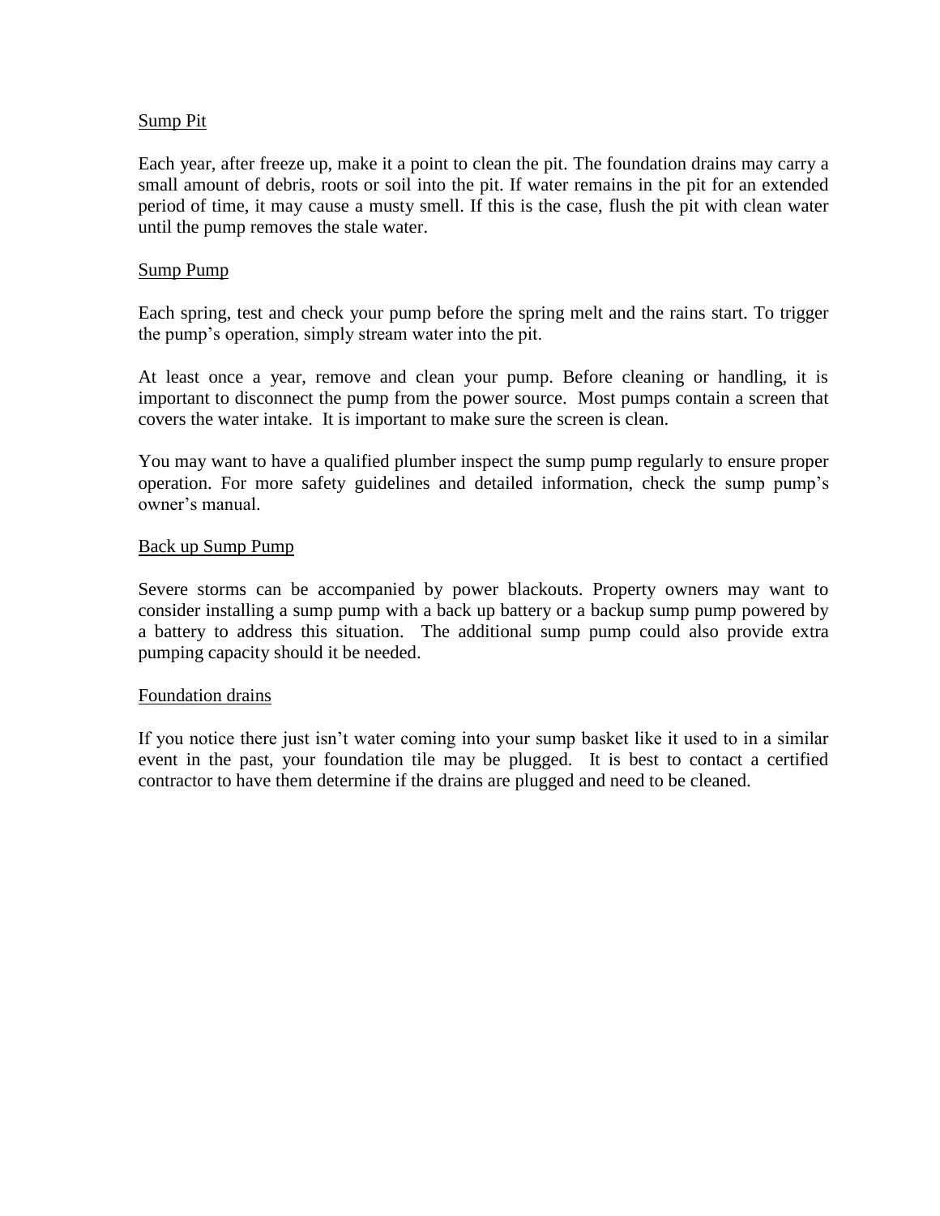<u>Sump Pit</u>

Each year, after freeze up, make it a point to clean the pit. The foundation drains may carry a small amount of debris, roots or soil into the pit. If water remains in the pit for an extended period of time, it may cause a musty smell. If this is the case, flush the pit with clean water until the pump removes the stale water.

<u>Sump Pump</u>

Each spring, test and check your pump before the spring melt and the rains start. To trigger the pump's operation, simply stream water into the pit.

At least once a year, remove and clean your pump. Before cleaning or handling, it is important to disconnect the pump from the power source. Most pumps contain a screen that covers the water intake. It is important to make sure the screen is clean.

You may want to have a qualified plumber inspect the sump pump regularly to ensure proper operation. For more safety guidelines and detailed information, check the sump pump's owner's manual.

<u>Back up Sump Pump</u>

Severe storms can be accompanied by power blackouts. Property owners may want to consider installing a sump pump with a back up battery or a backup sump pump powered by a battery to address this situation. The additional sump pump could also provide extra pumping capacity should it be needed.

<u>Foundation drains</u>

If you notice there just isn't water coming into your sump basket like it used to in a similar event in the past, your foundation tile may be plugged. It is best to contact a certified contractor to have them determine if the drains are plugged and need to be cleaned.